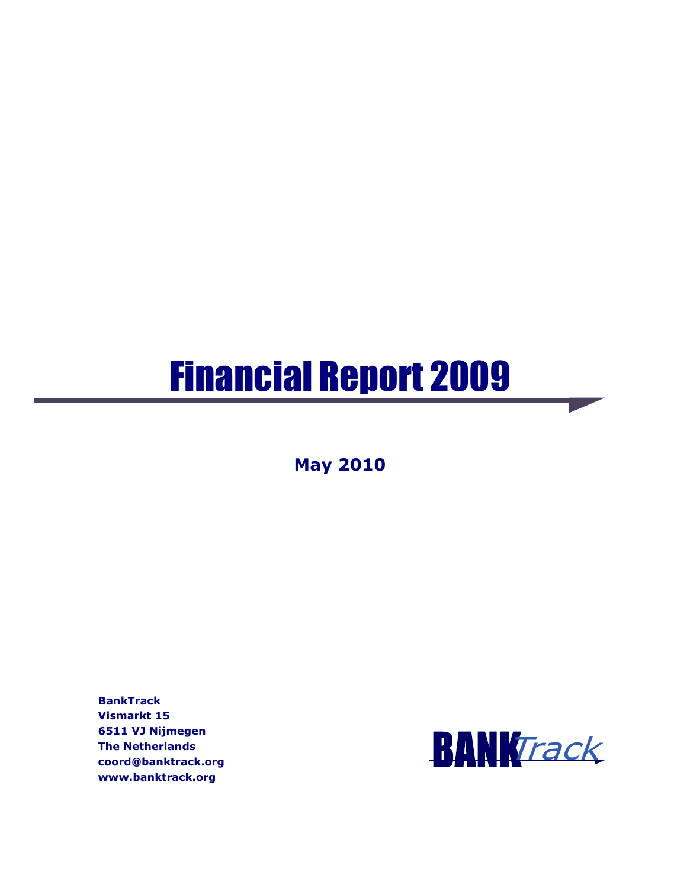# Financial Report 2009

**May 2010**

**BankTrack**
**Vismarkt 15**
**6511 VJ Nijmegen**
**The Netherlands**
**coord@banktrack.org**
**www.banktrack.org**

BANK*Track*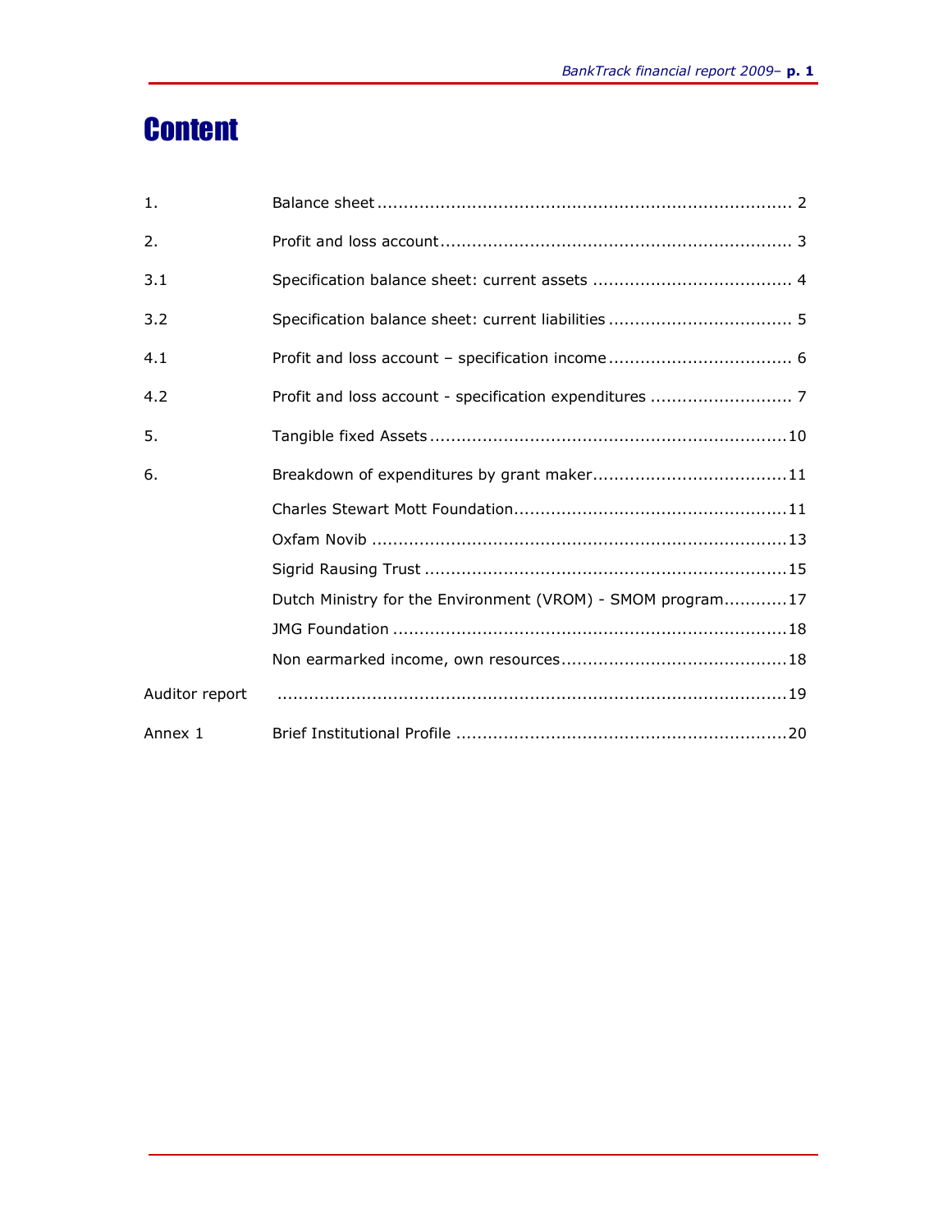# Content

| | | |
|---|---|---|
| 1. | Balance sheet | 2 |
| 2. | Profit and loss account | 3 |
| 3.1 | Specification balance sheet: current assets | 4 |
| 3.2 | Specification balance sheet: current liabilities | 5 |
| 4.1 | Profit and loss account – specification income | 6 |
| 4.2 | Profit and loss account - specification expenditures | 7 |
| 5. | Tangible fixed Assets | 10 |
| 6. | Breakdown of expenditures by grant maker | 11 |
| | Charles Stewart Mott Foundation | 11 |
| | Oxfam Novib | 13 |
| | Sigrid Rausing Trust | 15 |
| | Dutch Ministry for the Environment (VROM) - SMOM program | 17 |
| | JMG Foundation | 18 |
| | Non earmarked income, own resources | 18 |
| Auditor report | | 19 |
| Annex 1 | Brief Institutional Profile | 20 |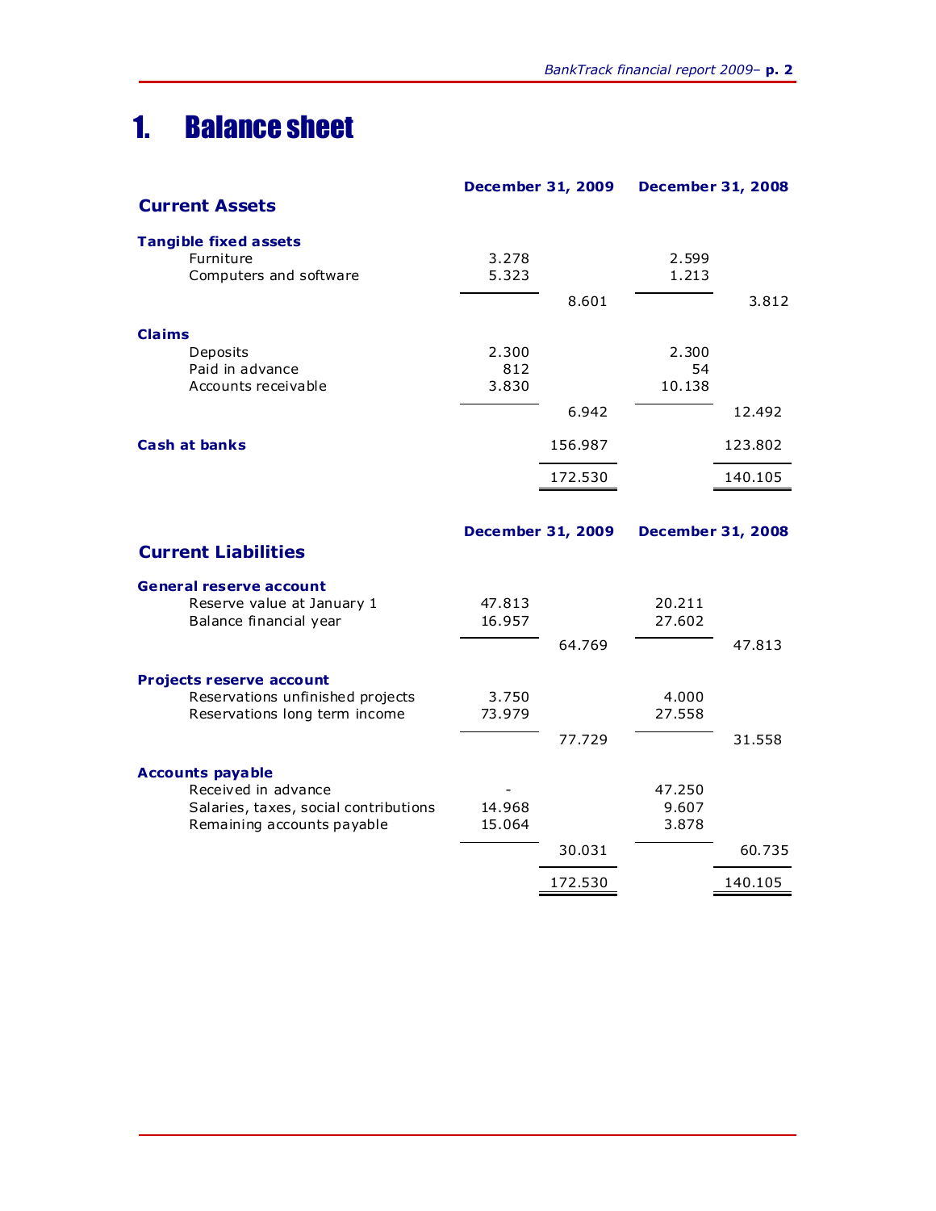# 1. Balance sheet

| Current Assets | December 31, 2009 | | December 31, 2008 | |
|---|---|---|---|---|
| **Tangible fixed assets** | | | | |
| Furniture | 3.278 | | 2.599 | |
| Computers and software | 5.323 | | 1.213 | |
| | | 8.601 | | 3.812 |
| **Claims** | | | | |
| Deposits | 2.300 | | 2.300 | |
| Paid in advance | 812 | | 54 | |
| Accounts receivable | 3.830 | | 10.138 | |
| | | 6.942 | | 12.492 |
| **Cash at banks** | | 156.987 | | 123.802 |
| | | 172.530 | | 140.105 |

| Current Liabilities | December 31, 2009 | | December 31, 2008 | |
|---|---|---|---|---|
| **General reserve account** | | | | |
| Reserve value at January 1 | 47.813 | | 20.211 | |
| Balance financial year | 16.957 | | 27.602 | |
| | | 64.769 | | 47.813 |
| **Projects reserve account** | | | | |
| Reservations unfinished projects | 3.750 | | 4.000 | |
| Reservations long term income | 73.979 | | 27.558 | |
| | | 77.729 | | 31.558 |
| **Accounts payable** | | | | |
| Received in advance | - | | 47.250 | |
| Salaries, taxes, social contributions | 14.968 | | 9.607 | |
| Remaining accounts payable | 15.064 | | 3.878 | |
| | | 30.031 | | 60.735 |
| | | 172.530 | | 140.105 |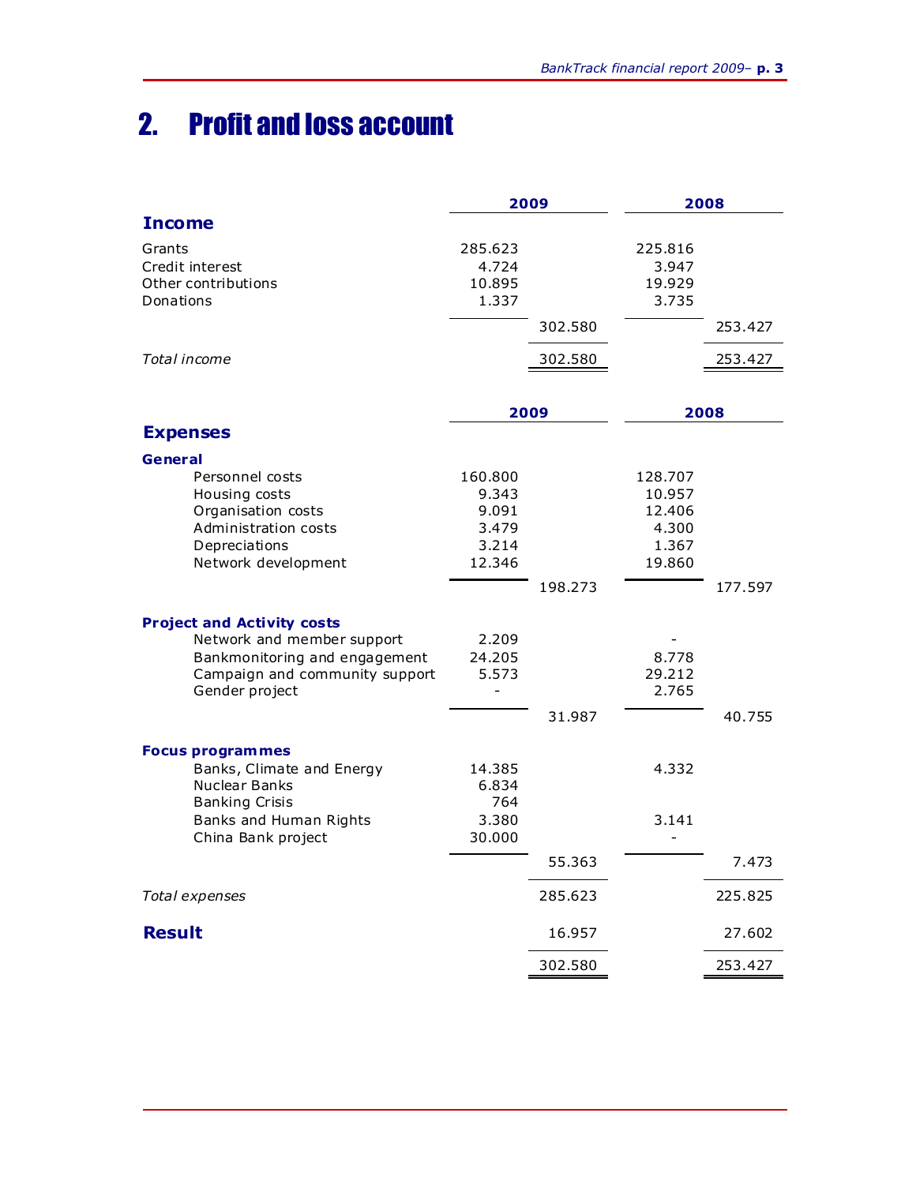# 2. Profit and loss account

| | 2009 | | 2008 | |
|---|---|---|---|---|
| **Income** | | | | |
| Grants | 285.623 | | 225.816 | |
| Credit interest | 4.724 | | 3.947 | |
| Other contributions | 10.895 | | 19.929 | |
| Donations | 1.337 | | 3.735 | |
| | | 302.580 | | 253.427 |
| *Total income* | | 302.580 | | 253.427 |

| | 2009 | | 2008 | |
|---|---|---|---|---|
| **Expenses** | | | | |
| **General** | | | | |
| Personnel costs | 160.800 | | 128.707 | |
| Housing costs | 9.343 | | 10.957 | |
| Organisation costs | 9.091 | | 12.406 | |
| Administration costs | 3.479 | | 4.300 | |
| Depreciations | 3.214 | | 1.367 | |
| Network development | 12.346 | | 19.860 | |
| | | 198.273 | | 177.597 |
| **Project and Activity costs** | | | | |
| Network and member support | 2.209 | | - | |
| Bankmonitoring and engagement | 24.205 | | 8.778 | |
| Campaign and community support | 5.573 | | 29.212 | |
| Gender project | - | | 2.765 | |
| | | 31.987 | | 40.755 |
| **Focus programmes** | | | | |
| Banks, Climate and Energy | 14.385 | | 4.332 | |
| Nuclear Banks | 6.834 | | | |
| Banking Crisis | 764 | | | |
| Banks and Human Rights | 3.380 | | 3.141 | |
| China Bank project | 30.000 | | - | |
| | | 55.363 | | 7.473 |
| *Total expenses* | | 285.623 | | 225.825 |
| **Result** | | 16.957 | | 27.602 |
| | | 302.580 | | 253.427 |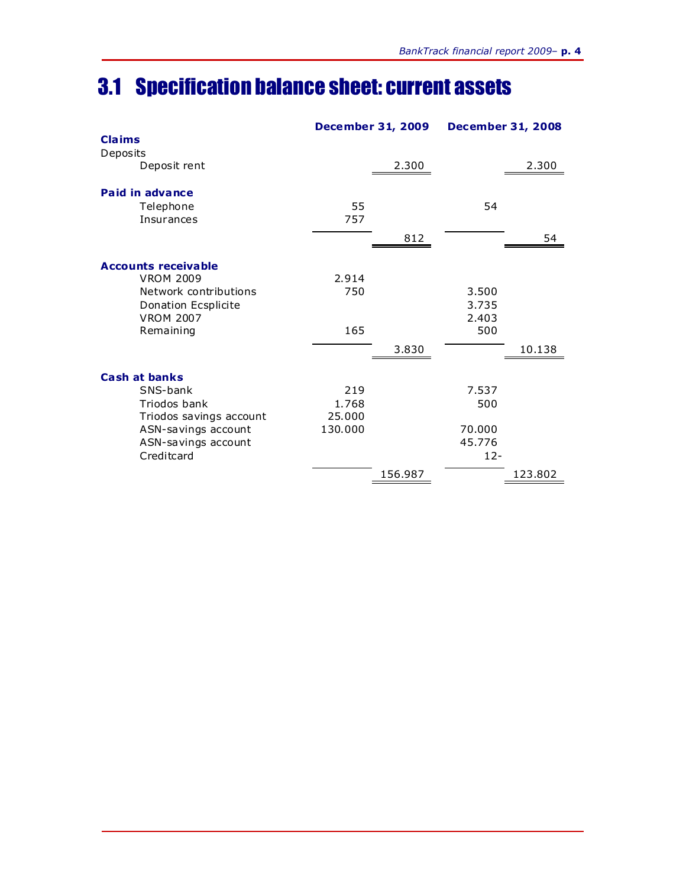# 3.1 Specification balance sheet: current assets

| | December 31, 2009 | | December 31, 2008 | |
|---|---|---|---|---|
| **Claims** | | | | |
| Deposits | | | | |
| Deposit rent | | 2.300 | | 2.300 |
| | | | | |
| **Paid in advance** | | | | |
| Telephone | 55 | | 54 | |
| Insurances | 757 | | | |
| | | 812 | | 54 |
| | | | | |
| **Accounts receivable** | | | | |
| VROM 2009 | 2.914 | | | |
| Network contributions | 750 | | 3.500 | |
| Donation Ecsplicite | | | 3.735 | |
| VROM 2007 | | | 2.403 | |
| Remaining | 165 | | 500 | |
| | | 3.830 | | 10.138 |
| | | | | |
| **Cash at banks** | | | | |
| SNS-bank | 219 | | 7.537 | |
| Triodos bank | 1.768 | | 500 | |
| Triodos savings account | 25.000 | | | |
| ASN-savings account | 130.000 | | 70.000 | |
| ASN-savings account | | | 45.776 | |
| Creditcard | | | 12- | |
| | | 156.987 | | 123.802 |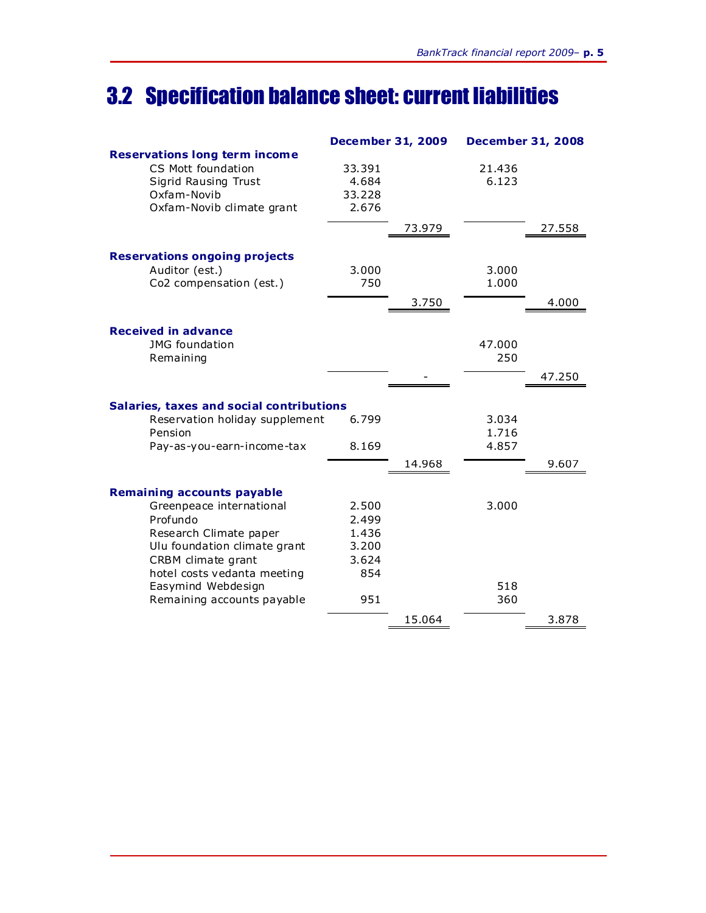## 3.2 Specification balance sheet: current liabilities

| | December 31, 2009 | | December 31, 2008 | |
|---|---|---|---|---|
| **Reservations long term income** | | | | |
| CS Mott foundation | 33.391 | | 21.436 | |
| Sigrid Rausing Trust | 4.684 | | 6.123 | |
| Oxfam-Novib | 33.228 | | | |
| Oxfam-Novib climate grant | 2.676 | | | |
| | | 73.979 | | 27.558 |
| **Reservations ongoing projects** | | | | |
| Auditor (est.) | 3.000 | | 3.000 | |
| Co2 compensation (est.) | 750 | | 1.000 | |
| | | 3.750 | | 4.000 |
| **Received in advance** | | | | |
| JMG foundation | | | 47.000 | |
| Remaining | | | 250 | |
| | | - | | 47.250 |
| **Salaries, taxes and social contributions** | | | | |
| Reservation holiday supplement | 6.799 | | 3.034 | |
| Pension | | | 1.716 | |
| Pay-as-you-earn-income-tax | 8.169 | | 4.857 | |
| | | 14.968 | | 9.607 |
| **Remaining accounts payable** | | | | |
| Greenpeace international | 2.500 | | 3.000 | |
| Profundo | 2.499 | | | |
| Research Climate paper | 1.436 | | | |
| Ulu foundation climate grant | 3.200 | | | |
| CRBM climate grant | 3.624 | | | |
| hotel costs vedanta meeting | 854 | | | |
| Easymind Webdesign | | | 518 | |
| Remaining accounts payable | 951 | | 360 | |
| | | 15.064 | | 3.878 |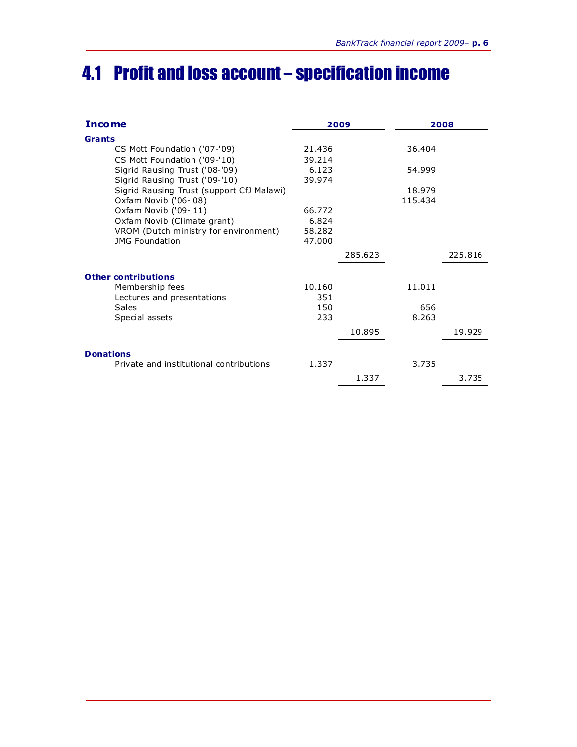# 4.1 Profit and loss account – specification income

| Income | 2009 | | 2008 | |
|---|---|---|---|---|
| **Grants** | | | | |
| CS Mott Foundation ('07-'09) | 21.436 | | 36.404 | |
| CS Mott Foundation ('09-'10) | 39.214 | | | |
| Sigrid Rausing Trust ('08-'09) | 6.123 | | 54.999 | |
| Sigrid Rausing Trust ('09-'10) | 39.974 | | | |
| Sigrid Rausing Trust (support CfJ Malawi) | | | 18.979 | |
| Oxfam Novib ('06-'08) | | | 115.434 | |
| Oxfam Novib ('09-'11) | 66.772 | | | |
| Oxfam Novib (Climate grant) | 6.824 | | | |
| VROM (Dutch ministry for environment) | 58.282 | | | |
| JMG Foundation | 47.000 | | | |
| | | 285.623 | | 225.816 |
| **Other contributions** | | | | |
| Membership fees | 10.160 | | 11.011 | |
| Lectures and presentations | 351 | | | |
| Sales | 150 | | 656 | |
| Special assets | 233 | | 8.263 | |
| | | 10.895 | | 19.929 |
| **Donations** | | | | |
| Private and institutional contributions | 1.337 | | 3.735 | |
| | | 1.337 | | 3.735 |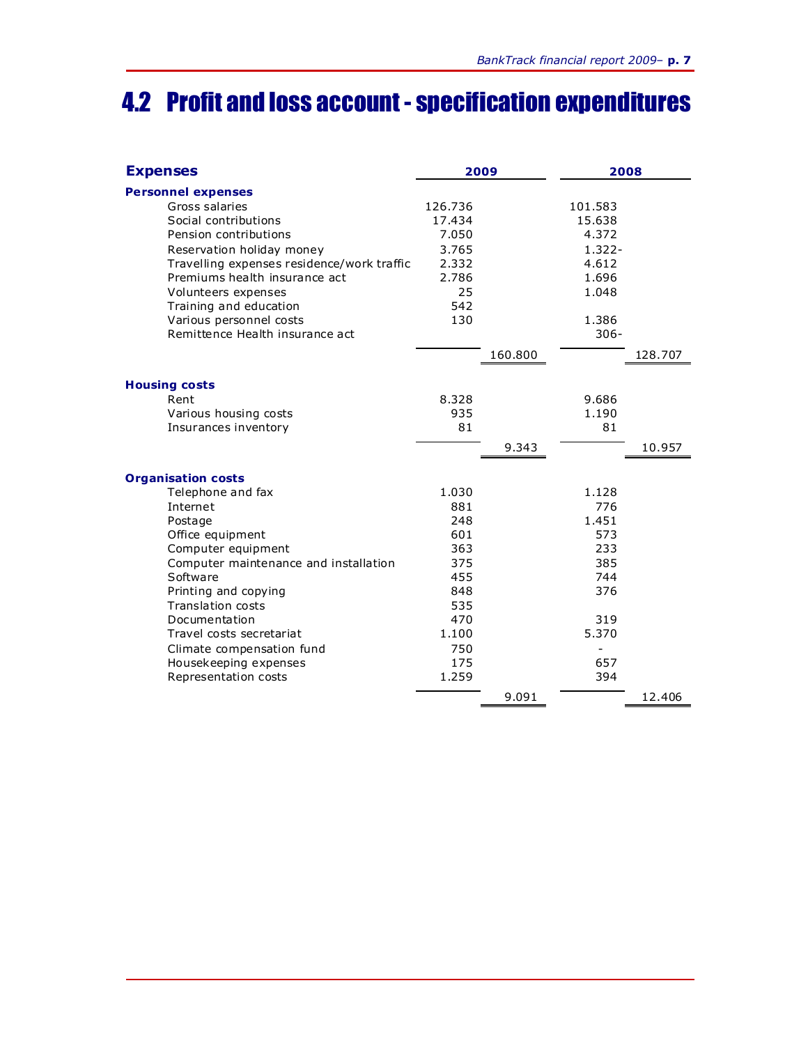# 4.2 Profit and loss account - specification expenditures

| Expenses | 2009 | | 2008 | |
|---|---|---|---|---|
| **Personnel expenses** | | | | |
| Gross salaries | 126.736 | | 101.583 | |
| Social contributions | 17.434 | | 15.638 | |
| Pension contributions | 7.050 | | 4.372 | |
| Reservation holiday money | 3.765 | | 1.322- | |
| Travelling expenses residence/work traffic | 2.332 | | 4.612 | |
| Premiums health insurance act | 2.786 | | 1.696 | |
| Volunteers expenses | 25 | | 1.048 | |
| Training and education | 542 | | | |
| Various personnel costs | 130 | | 1.386 | |
| Remittence Health insurance act | | | 306- | |
| | | 160.800 | | 128.707 |
| **Housing costs** | | | | |
| Rent | 8.328 | | 9.686 | |
| Various housing costs | 935 | | 1.190 | |
| Insurances inventory | 81 | | 81 | |
| | | 9.343 | | 10.957 |
| **Organisation costs** | | | | |
| Telephone and fax | 1.030 | | 1.128 | |
| Internet | 881 | | 776 | |
| Postage | 248 | | 1.451 | |
| Office equipment | 601 | | 573 | |
| Computer equipment | 363 | | 233 | |
| Computer maintenance and installation | 375 | | 385 | |
| Software | 455 | | 744 | |
| Printing and copying | 848 | | 376 | |
| Translation costs | 535 | | | |
| Documentation | 470 | | 319 | |
| Travel costs secretariat | 1.100 | | 5.370 | |
| Climate compensation fund | 750 | | - | |
| Housekeeping expenses | 175 | | 657 | |
| Representation costs | 1.259 | | 394 | |
| | | 9.091 | | 12.406 |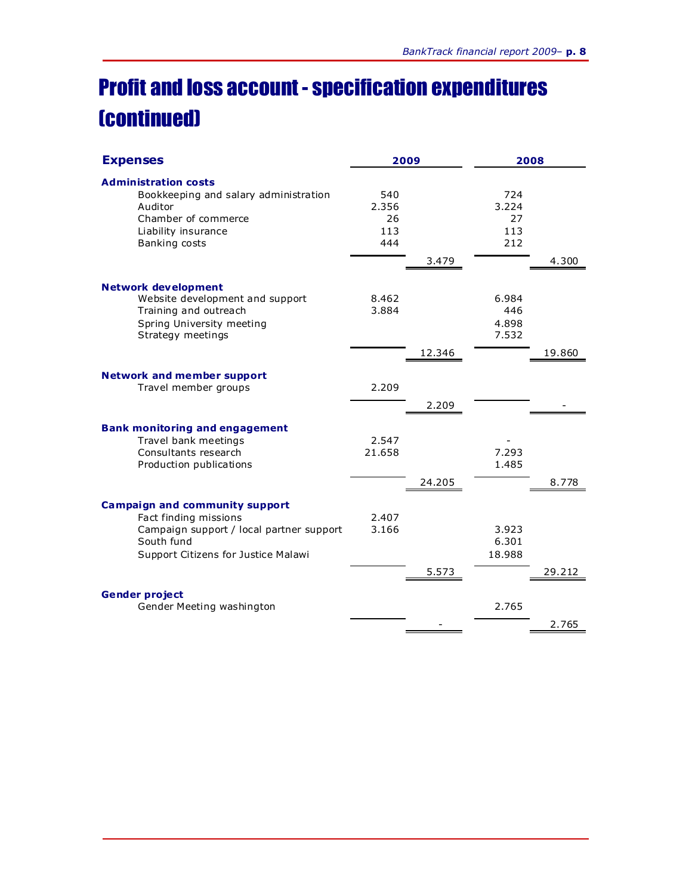# Profit and loss account - specification expenditures (continued)

| Expenses | 2009 | | 2008 | |
|---|---|---|---|---|
| **Administration costs** | | | | |
| Bookkeeping and salary administration | 540 | | 724 | |
| Auditor | 2.356 | | 3.224 | |
| Chamber of commerce | 26 | | 27 | |
| Liability insurance | 113 | | 113 | |
| Banking costs | 444 | | 212 | |
| | | 3.479 | | 4.300 |
| **Network development** | | | | |
| Website development and support | 8.462 | | 6.984 | |
| Training and outreach | 3.884 | | 446 | |
| Spring University meeting | | | 4.898 | |
| Strategy meetings | | | 7.532 | |
| | | 12.346 | | 19.860 |
| **Network and member support** | | | | |
| Travel member groups | 2.209 | | | |
| | | 2.209 | | - |
| **Bank monitoring and engagement** | | | | |
| Travel bank meetings | 2.547 | | - | |
| Consultants research | 21.658 | | 7.293 | |
| Production publications | | | 1.485 | |
| | | 24.205 | | 8.778 |
| **Campaign and community support** | | | | |
| Fact finding missions | 2.407 | | | |
| Campaign support / local partner support | 3.166 | | 3.923 | |
| South fund | | | 6.301 | |
| Support Citizens for Justice Malawi | | | 18.988 | |
| | | 5.573 | | 29.212 |
| **Gender project** | | | | |
| Gender Meeting washington | | | 2.765 | |
| | | - | | 2.765 |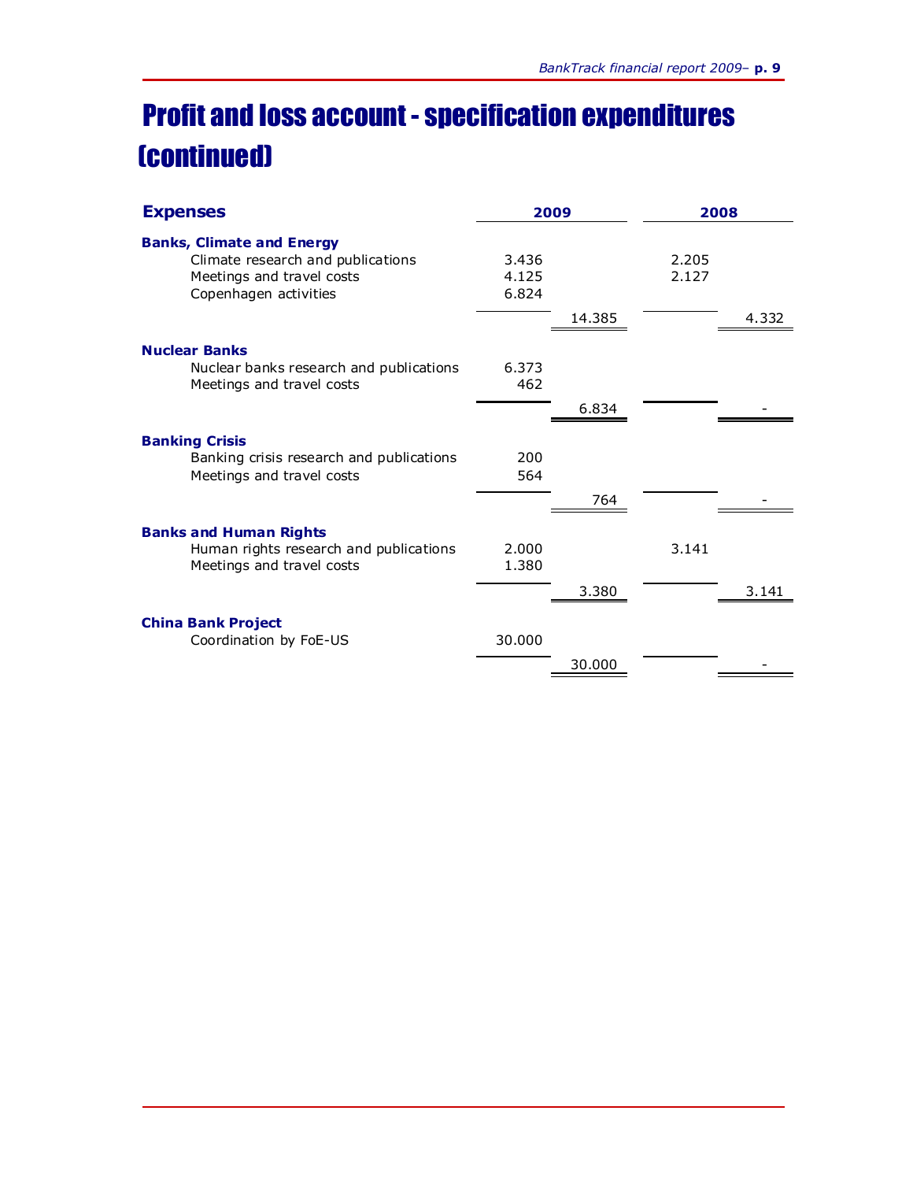# Profit and loss account - specification expenditures (continued)

| **Expenses** | 2009 | | 2008 | |
|---|---|---|---|---|
| **Banks, Climate and Energy** | | | | |
| Climate research and publications | 3.436 | | 2.205 | |
| Meetings and travel costs | 4.125 | | 2.127 | |
| Copenhagen activities | 6.824 | | | |
| | | 14.385 | | 4.332 |
| **Nuclear Banks** | | | | |
| Nuclear banks research and publications | 6.373 | | | |
| Meetings and travel costs | 462 | | | |
| | | 6.834 | | - |
| **Banking Crisis** | | | | |
| Banking crisis research and publications | 200 | | | |
| Meetings and travel costs | 564 | | | |
| | | 764 | | - |
| **Banks and Human Rights** | | | | |
| Human rights research and publications | 2.000 | | 3.141 | |
| Meetings and travel costs | 1.380 | | | |
| | | 3.380 | | 3.141 |
| **China Bank Project** | | | | |
| Coordination by FoE-US | 30.000 | | | |
| | | 30.000 | | - |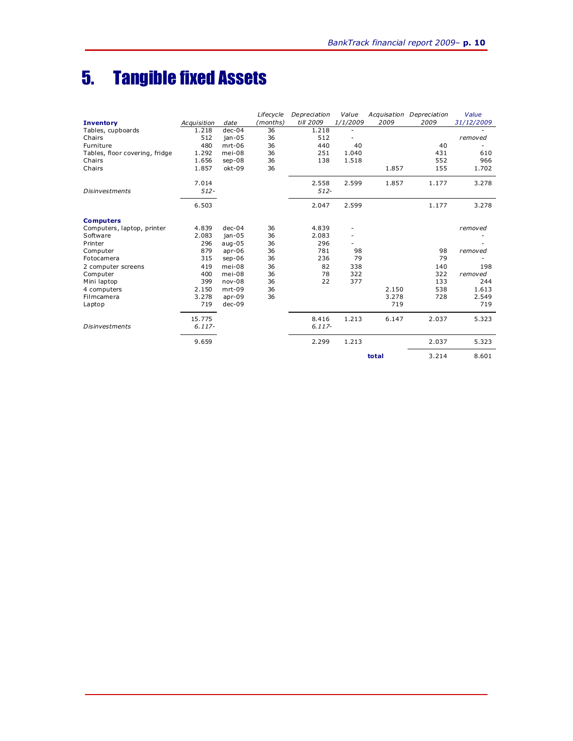# 5. Tangible fixed Assets

| **Inventory** | *Acquisition* | *date* | *Lifecycle (months)* | *Depreciation till 2009* | *Value 1/1/2009* | *Acquisation 2009* | *Depreciation 2009* | *Value 31/12/2009* |
|---|---|---|---|---|---|---|---|---|
| Tables, cupboards | 1.218 | dec-04 | 36 | 1.218 | - | | | - |
| Chairs | 512 | jan-05 | 36 | 512 | - | | | *removed* |
| Furniture | 480 | mrt-06 | 36 | 440 | 40 | | 40 | - |
| Tables, floor covering, fridge | 1.292 | mei-08 | 36 | 251 | 1.040 | | 431 | 610 |
| Chairs | 1.656 | sep-08 | 36 | 138 | 1.518 | | 552 | 966 |
| Chairs | 1.857 | okt-09 | 36 | | | 1.857 | 155 | 1.702 |
| | 7.014 | | | 2.558 | 2.599 | 1.857 | 1.177 | 3.278 |
| *Disinvestments* | *512-* | | | *512-* | | | | |
| | 6.503 | | | 2.047 | 2.599 | | 1.177 | 3.278 |
| **Computers** | | | | | | | | |
| Computers, laptop, printer | 4.839 | dec-04 | 36 | 4.839 | - | | | *removed* |
| Software | 2.083 | jan-05 | 36 | 2.083 | - | | | - |
| Printer | 296 | aug-05 | 36 | 296 | - | | | - |
| Computer | 879 | apr-06 | 36 | 781 | 98 | | 98 | *removed* |
| Fotocamera | 315 | sep-06 | 36 | 236 | 79 | | 79 | - |
| 2 computer screens | 419 | mei-08 | 36 | 82 | 338 | | 140 | 198 |
| Computer | 400 | mei-08 | 36 | 78 | 322 | | 322 | *removed* |
| Mini laptop | 399 | nov-08 | 36 | 22 | 377 | | 133 | 244 |
| 4 computers | 2.150 | mrt-09 | 36 | | | 2.150 | 538 | 1.613 |
| Filmcamera | 3.278 | apr-09 | 36 | | | 3.278 | 728 | 2.549 |
| Laptop | 719 | dec-09 | | | | 719 | | 719 |
| | 15.775 | | | 8.416 | 1.213 | 6.147 | 2.037 | 5.323 |
| *Disinvestments* | *6.117-* | | | *6.117-* | | | | |
| | 9.659 | | | 2.299 | 1.213 | | 2.037 | 5.323 |
| | | | | | | **total** | 3.214 | 8.601 |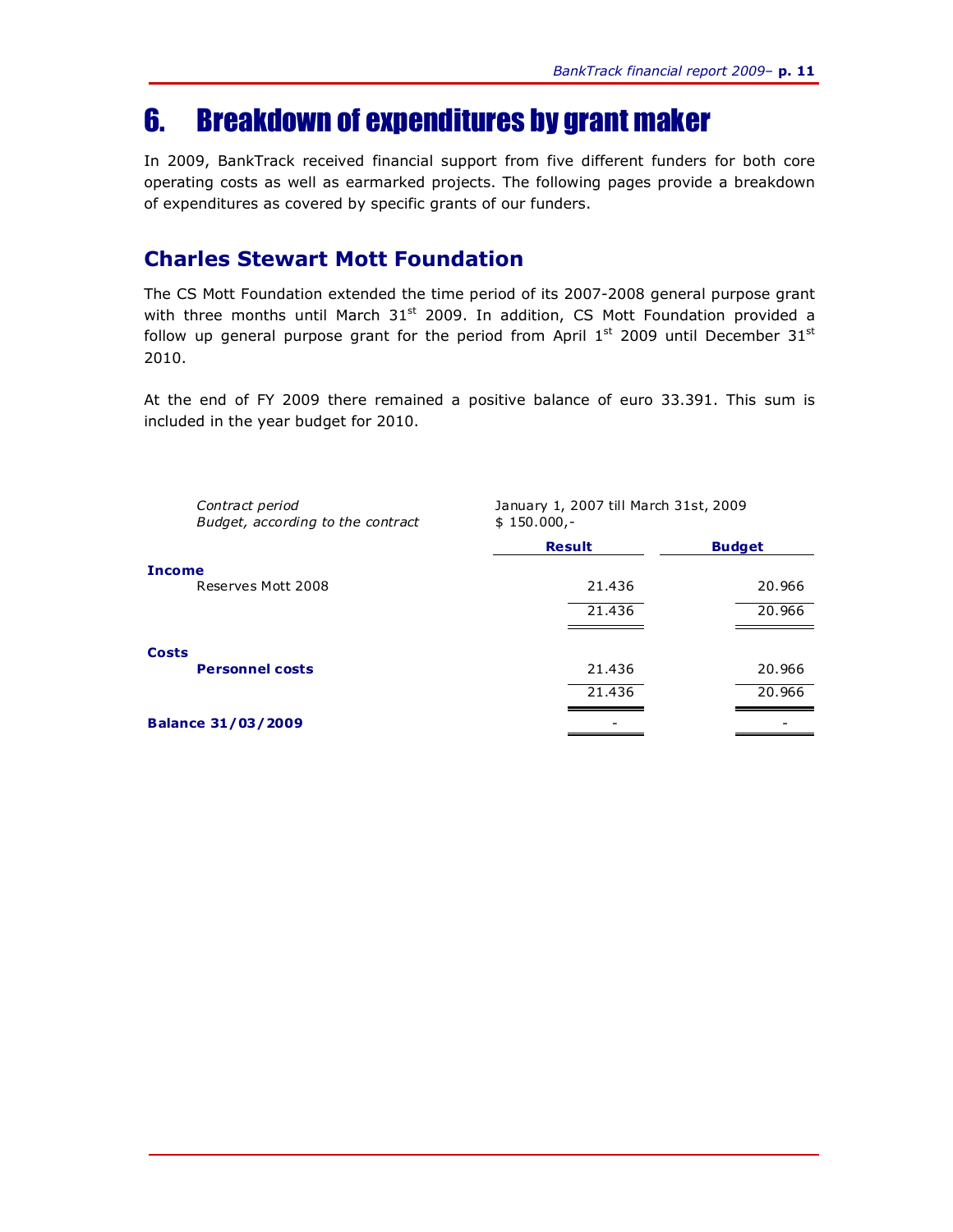# 6. Breakdown of expenditures by grant maker

In 2009, BankTrack received financial support from five different funders for both core operating costs as well as earmarked projects. The following pages provide a breakdown of expenditures as covered by specific grants of our funders.

## Charles Stewart Mott Foundation

The CS Mott Foundation extended the time period of its 2007-2008 general purpose grant with three months until March 31st 2009. In addition, CS Mott Foundation provided a follow up general purpose grant for the period from April 1st 2009 until December 31st 2010.

At the end of FY 2009 there remained a positive balance of euro 33.391. This sum is included in the year budget for 2010.

| | | |
|---|---|---|
| *Contract period* | January 1, 2007 till March 31st, 2009 | |
| *Budget, according to the contract* | $ 150.000,- | |
| | **Result** | **Budget** |
| **Income** | | |
| Reserves Mott 2008 | 21.436 | 20.966 |
| | 21.436 | 20.966 |
| **Costs** | | |
| **Personnel costs** | 21.436 | 20.966 |
| | 21.436 | 20.966 |
| **Balance 31/03/2009** | - | - |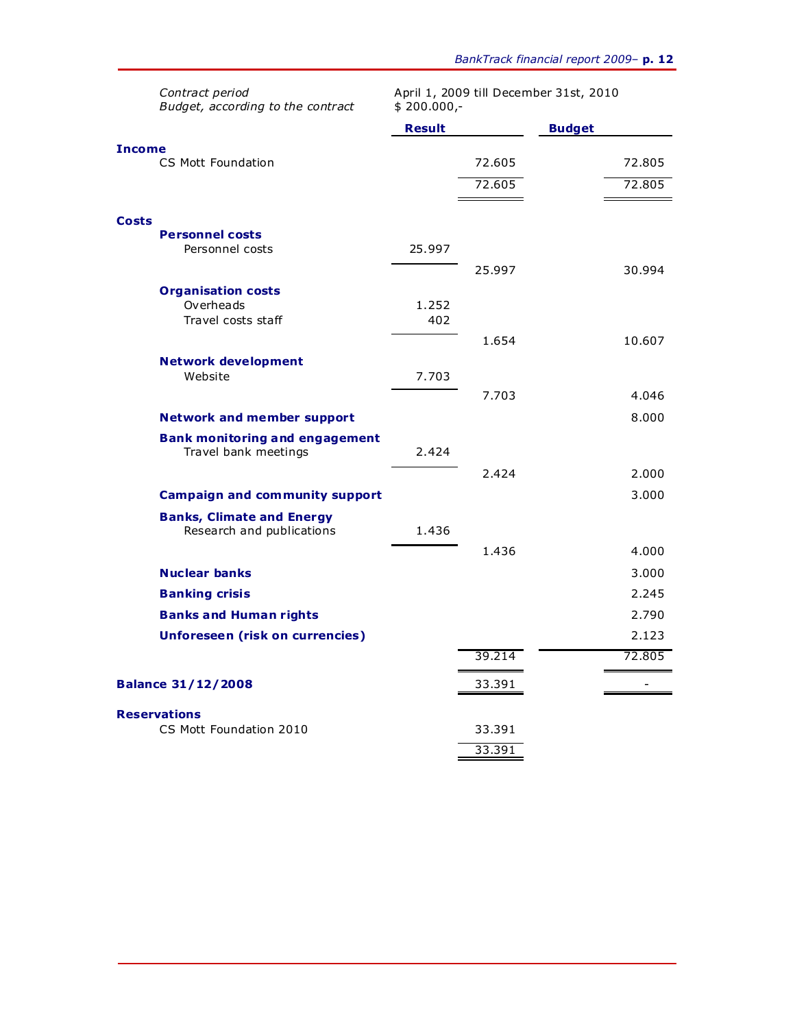*Contract period* — April 1, 2009 till December 31st, 2010
*Budget, according to the contract* — $ 200.000,-

| | Result | | Budget |
|---|---|---|---|
| **Income** | | | |
| CS Mott Foundation | | 72.605 | 72.805 |
| | | 72.605 | 72.805 |
| **Costs** | | | |
| **Personnel costs** | | | |
| Personnel costs | 25.997 | | |
| | | 25.997 | 30.994 |
| **Organisation costs** | | | |
| Overheads | 1.252 | | |
| Travel costs staff | 402 | | |
| | | 1.654 | 10.607 |
| **Network development** | | | |
| Website | 7.703 | | |
| | | 7.703 | 4.046 |
| **Network and member support** | | | 8.000 |
| **Bank monitoring and engagement** | | | |
| Travel bank meetings | 2.424 | | |
| | | 2.424 | 2.000 |
| **Campaign and community support** | | | 3.000 |
| **Banks, Climate and Energy** | | | |
| Research and publications | 1.436 | | |
| | | 1.436 | 4.000 |
| **Nuclear banks** | | | 3.000 |
| **Banking crisis** | | | 2.245 |
| **Banks and Human rights** | | | 2.790 |
| **Unforeseen (risk on currencies)** | | | 2.123 |
| | | 39.214 | 72.805 |
| **Balance 31/12/2008** | | 33.391 | - |
| **Reservations** | | | |
| CS Mott Foundation 2010 | | 33.391 | |
| | | 33.391 | |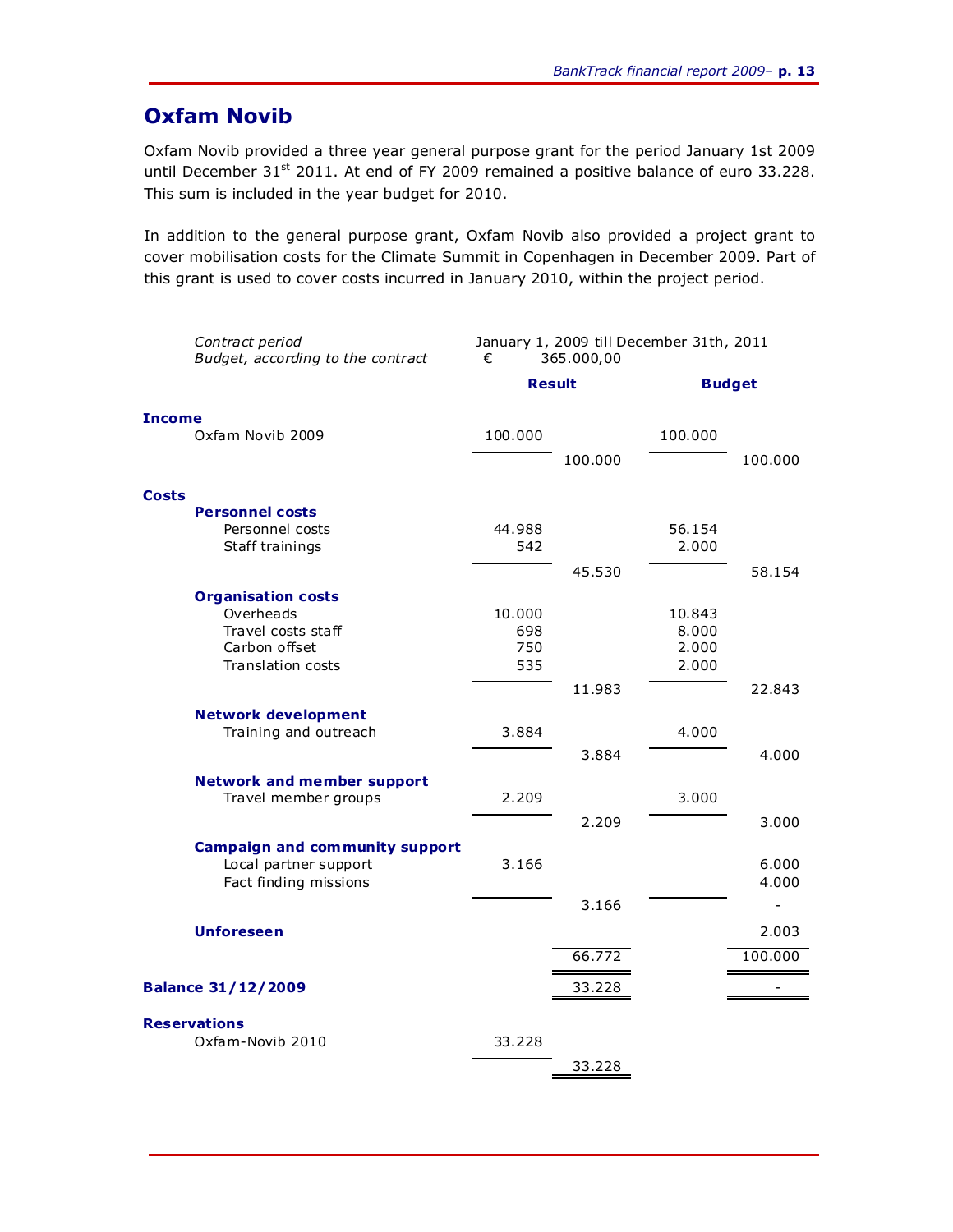## Oxfam Novib

Oxfam Novib provided a three year general purpose grant for the period January 1st 2009 until December 31st 2011. At end of FY 2009 remained a positive balance of euro 33.228. This sum is included in the year budget for 2010.

In addition to the general purpose grant, Oxfam Novib also provided a project grant to cover mobilisation costs for the Climate Summit in Copenhagen in December 2009. Part of this grant is used to cover costs incurred in January 2010, within the project period.

| | | | | |
|---|---|---|---|---|
| *Contract period* | January 1, 2009 till December 31th, 2011 | | | |
| *Budget, according to the contract* | € 365.000,00 | | | |
| | **Result** | | **Budget** | |
| **Income** | | | | |
| Oxfam Novib 2009 | 100.000 | | 100.000 | |
| | | 100.000 | | 100.000 |
| **Costs** | | | | |
| **Personnel costs** | | | | |
| Personnel costs | 44.988 | | 56.154 | |
| Staff trainings | 542 | | 2.000 | |
| | | 45.530 | | 58.154 |
| **Organisation costs** | | | | |
| Overheads | 10.000 | | 10.843 | |
| Travel costs staff | 698 | | 8.000 | |
| Carbon offset | 750 | | 2.000 | |
| Translation costs | 535 | | 2.000 | |
| | | 11.983 | | 22.843 |
| **Network development** | | | | |
| Training and outreach | 3.884 | | 4.000 | |
| | | 3.884 | | 4.000 |
| **Network and member support** | | | | |
| Travel member groups | 2.209 | | 3.000 | |
| | | 2.209 | | 3.000 |
| **Campaign and community support** | | | | |
| Local partner support | 3.166 | | | 6.000 |
| Fact finding missions | | | | 4.000 |
| | | 3.166 | | - |
| **Unforeseen** | | | | 2.003 |
| | | 66.772 | | 100.000 |
| **Balance 31/12/2009** | | 33.228 | | - |
| **Reservations** | | | | |
| Oxfam-Novib 2010 | 33.228 | | | |
| | | 33.228 | | |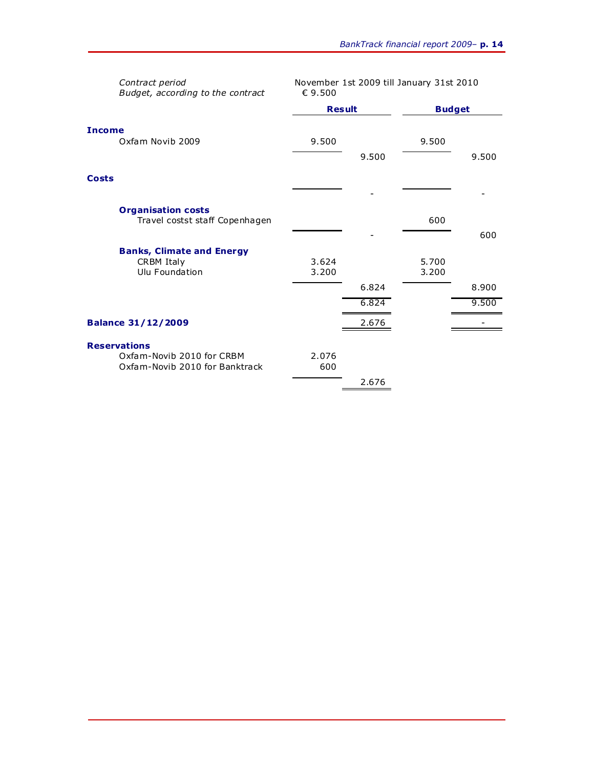*Contract period* November 1st 2009 till January 31st 2010
*Budget, according to the contract* € 9.500

| | Result | | Budget | |
|---|---|---|---|---|
| **Income** | | | | |
| Oxfam Novib 2009 | 9.500 | | 9.500 | |
| | | 9.500 | | 9.500 |
| **Costs** | | | | |
| | | - | | - |
| **Organisation costs** | | | | |
| Travel costst staff Copenhagen | | | 600 | |
| | | - | | 600 |
| **Banks, Climate and Energy** | | | | |
| CRBM Italy | 3.624 | | 5.700 | |
| Ulu Foundation | 3.200 | | 3.200 | |
| | | 6.824 | | 8.900 |
| | | 6.824 | | 9.500 |
| **Balance 31/12/2009** | | 2.676 | | - |
| **Reservations** | | | | |
| Oxfam-Novib 2010 for CRBM | 2.076 | | | |
| Oxfam-Novib 2010 for Banktrack | 600 | | | |
| | | 2.676 | | |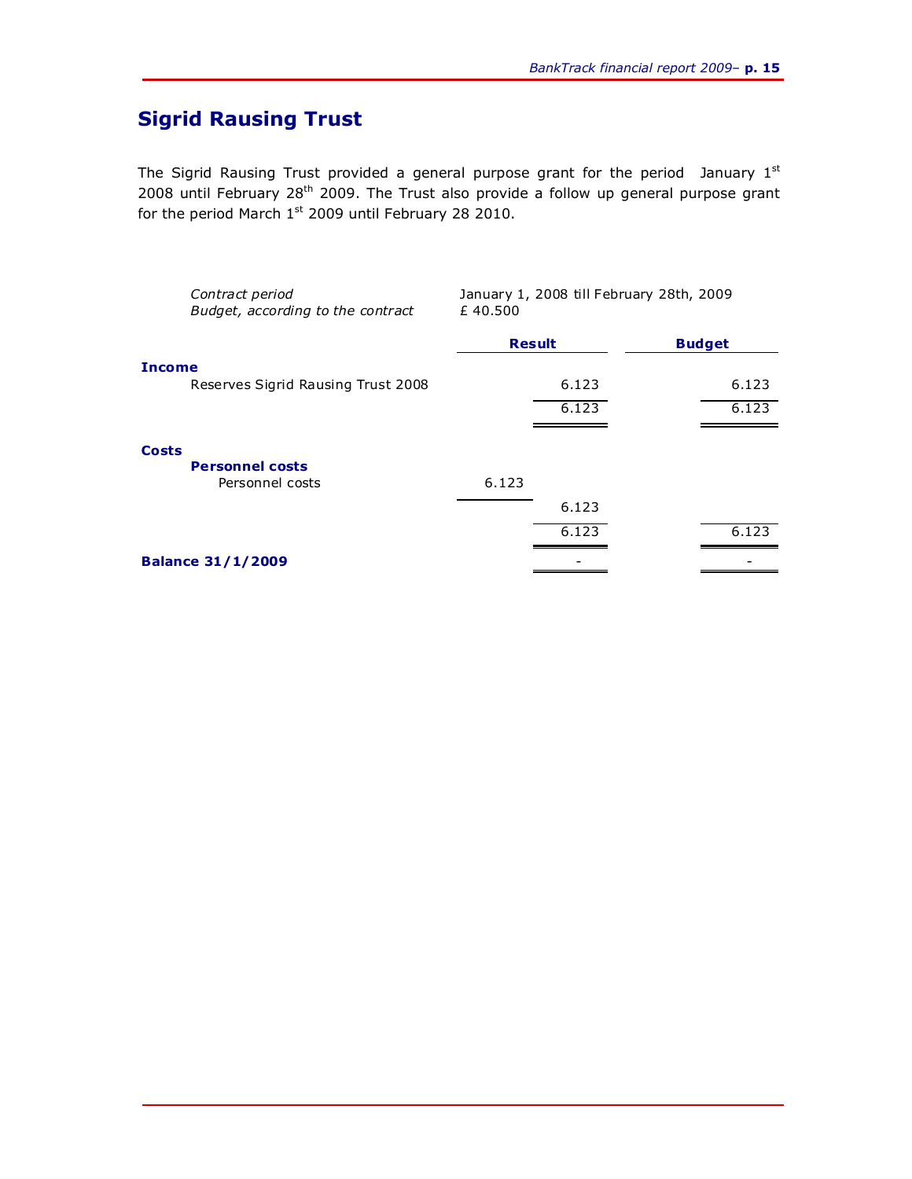## Sigrid Rausing Trust

The Sigrid Rausing Trust provided a general purpose grant for the period January 1st 2008 until February 28th 2009. The Trust also provide a follow up general purpose grant for the period March 1st 2009 until February 28 2010.

| | | | |
|---|---|---|---|
| *Contract period* | January 1, 2008 till February 28th, 2009 | | |
| *Budget, according to the contract* | £ 40.500 | | |

| | | Result | Budget |
|---|---|---|---|
| **Income** | | | |
| Reserves Sigrid Rausing Trust 2008 | | 6.123 | 6.123 |
| | | 6.123 | 6.123 |
| **Costs** | | | |
| **Personnel costs** | | | |
| Personnel costs | 6.123 | | |
| | | 6.123 | |
| | | 6.123 | 6.123 |
| **Balance 31/1/2009** | | - | - |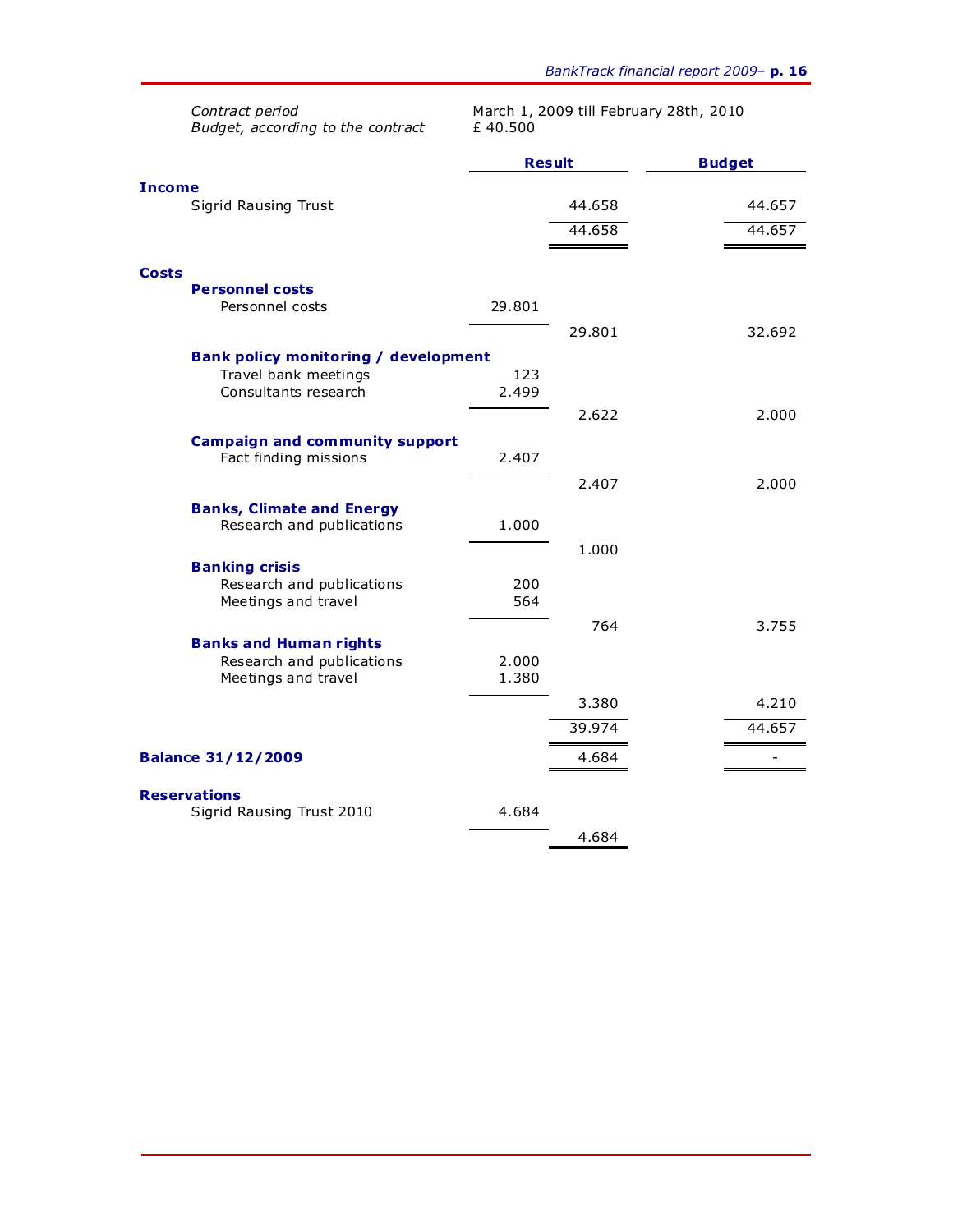*Contract period* March 1, 2009 till February 28th, 2010

*Budget, according to the contract* £ 40.500

| | | Result | Budget |
|---|---|---|---|
| **Income** | | | |
| Sigrid Rausing Trust | | 44.658 | 44.657 |
| | | 44.658 | 44.657 |
| **Costs** | | | |
| **Personnel costs** | | | |
| Personnel costs | 29.801 | | |
| | | 29.801 | 32.692 |
| **Bank policy monitoring / development** | | | |
| Travel bank meetings | 123 | | |
| Consultants research | 2.499 | | |
| | | 2.622 | 2.000 |
| **Campaign and community support** | | | |
| Fact finding missions | 2.407 | | |
| | | 2.407 | 2.000 |
| **Banks, Climate and Energy** | | | |
| Research and publications | 1.000 | | |
| | | 1.000 | |
| **Banking crisis** | | | |
| Research and publications | 200 | | |
| Meetings and travel | 564 | | |
| | | 764 | 3.755 |
| **Banks and Human rights** | | | |
| Research and publications | 2.000 | | |
| Meetings and travel | 1.380 | | |
| | | 3.380 | 4.210 |
| | | 39.974 | 44.657 |
| **Balance 31/12/2009** | | 4.684 | - |
| **Reservations** | | | |
| Sigrid Rausing Trust 2010 | 4.684 | | |
| | | 4.684 | |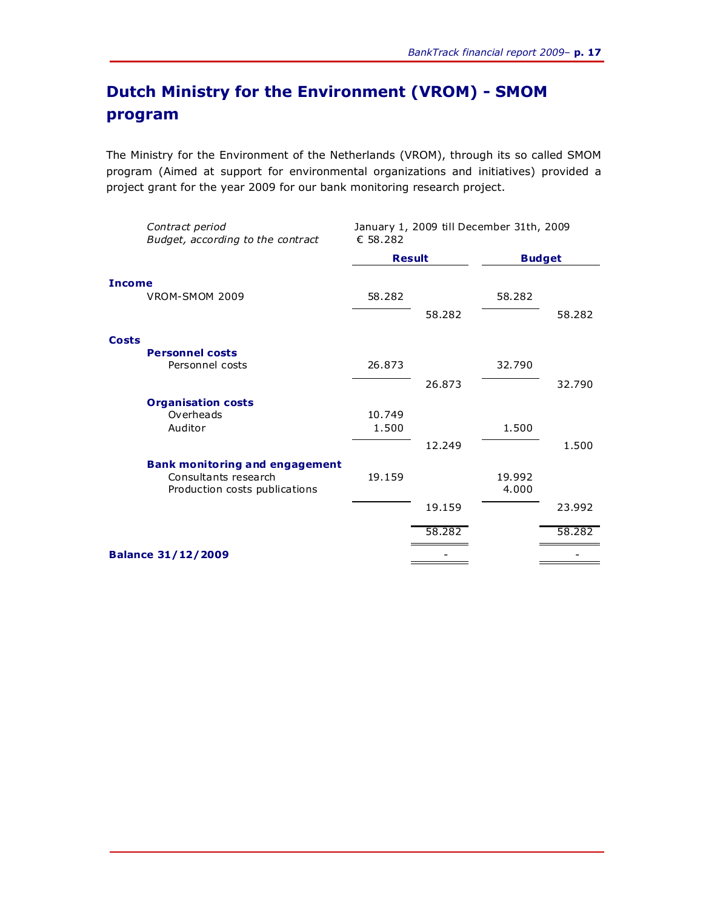# Dutch Ministry for the Environment (VROM) - SMOM program

The Ministry for the Environment of the Netherlands (VROM), through its so called SMOM program (Aimed at support for environmental organizations and initiatives) provided a project grant for the year 2009 for our bank monitoring research project.

*Contract period* January 1, 2009 till December 31th, 2009

*Budget, according to the contract* € 58.282

| | Result | | Budget | |
|---|---|---|---|---|
| **Income** | | | | |
| VROM-SMOM 2009 | 58.282 | | 58.282 | |
| | | 58.282 | | 58.282 |
| **Costs** | | | | |
| **Personnel costs** | | | | |
| Personnel costs | 26.873 | | 32.790 | |
| | | 26.873 | | 32.790 |
| **Organisation costs** | | | | |
| Overheads | 10.749 | | | |
| Auditor | 1.500 | | 1.500 | |
| | | 12.249 | | 1.500 |
| **Bank monitoring and engagement** | | | | |
| Consultants research | 19.159 | | 19.992 | |
| Production costs publications | | | 4.000 | |
| | | 19.159 | | 23.992 |
| | | 58.282 | | 58.282 |
| **Balance 31/12/2009** | | - | | - |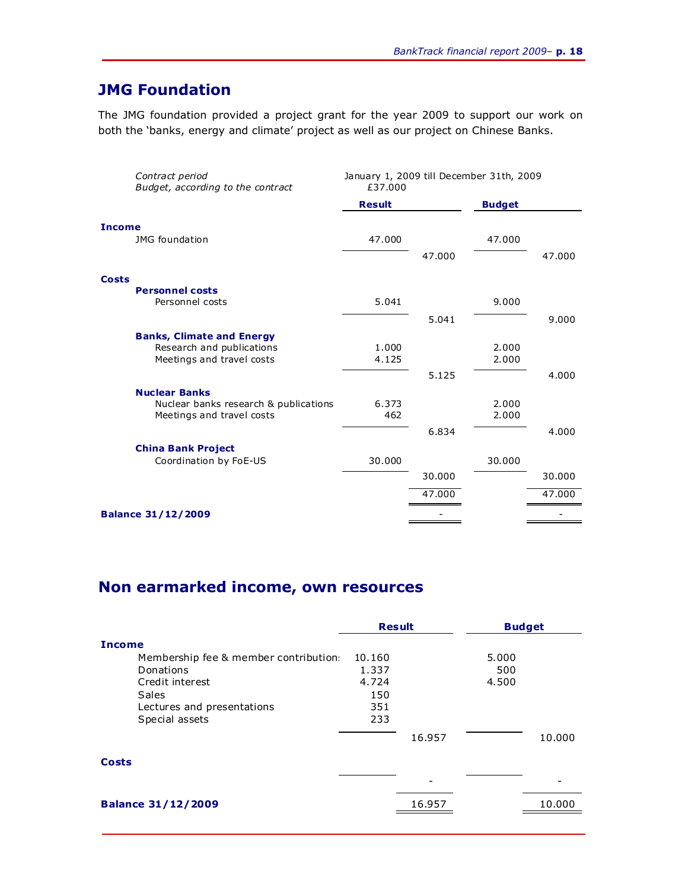## JMG Foundation

The JMG foundation provided a project grant for the year 2009 to support our work on both the 'banks, energy and climate' project as well as our project on Chinese Banks.

*Contract period* — January 1, 2009 till December 31th, 2009

*Budget, according to the contract* — £37.000

| | Result | | Budget | |
|---|---|---|---|---|
| **Income** | | | | |
| JMG foundation | 47.000 | | 47.000 | |
| | | 47.000 | | 47.000 |
| **Costs** | | | | |
| **Personnel costs** | | | | |
| Personnel costs | 5.041 | | 9.000 | |
| | | 5.041 | | 9.000 |
| **Banks, Climate and Energy** | | | | |
| Research and publications | 1.000 | | 2.000 | |
| Meetings and travel costs | 4.125 | | 2.000 | |
| | | 5.125 | | 4.000 |
| **Nuclear Banks** | | | | |
| Nuclear banks research & publications | 6.373 | | 2.000 | |
| Meetings and travel costs | 462 | | 2.000 | |
| | | 6.834 | | 4.000 |
| **China Bank Project** | | | | |
| Coordination by FoE-US | 30.000 | | 30.000 | |
| | | 30.000 | | 30.000 |
| | | 47.000 | | 47.000 |
| **Balance 31/12/2009** | | - | | - |

## Non earmarked income, own resources

| | Result | | Budget | |
|---|---|---|---|---|
| **Income** | | | | |
| Membership fee & member contribution | 10.160 | | 5.000 | |
| Donations | 1.337 | | 500 | |
| Credit interest | 4.724 | | 4.500 | |
| Sales | 150 | | | |
| Lectures and presentations | 351 | | | |
| Special assets | 233 | | | |
| | | 16.957 | | 10.000 |
| **Costs** | | | | |
| | | - | | - |
| **Balance 31/12/2009** | | 16.957 | | 10.000 |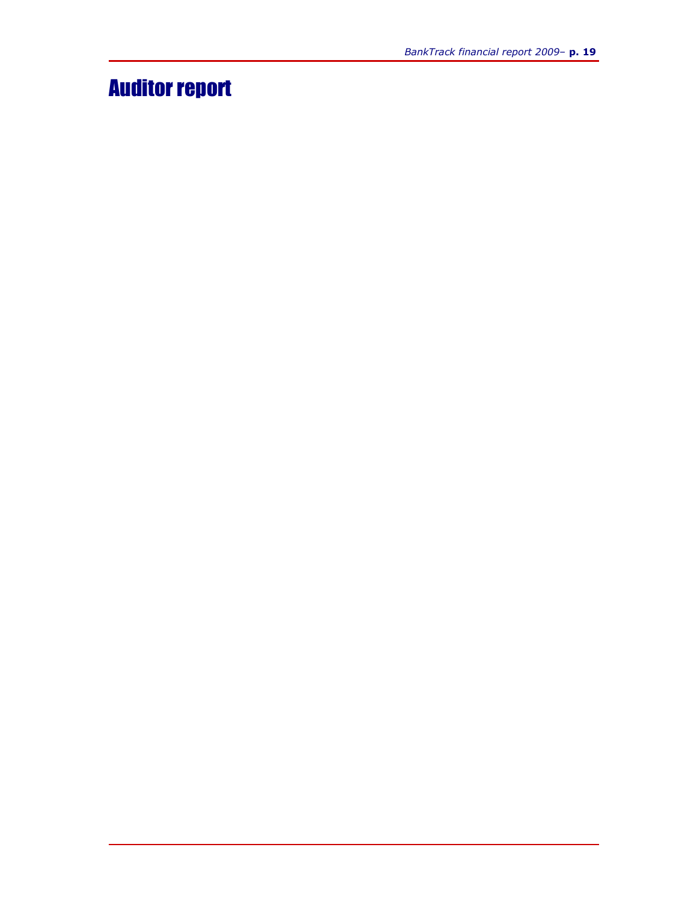# Auditor report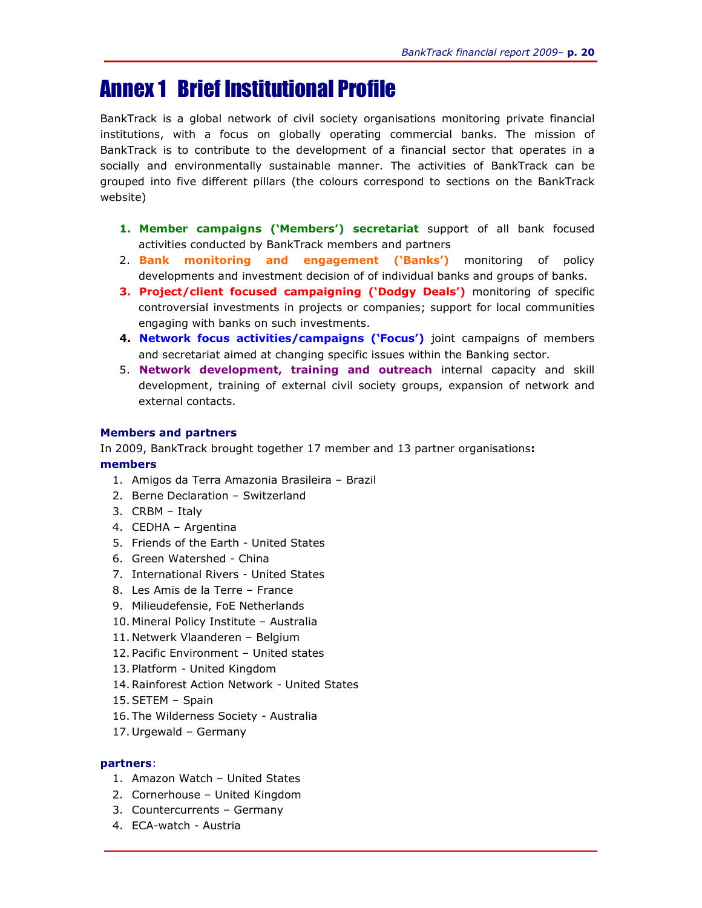# Annex 1 Brief Institutional Profile

BankTrack is a global network of civil society organisations monitoring private financial institutions, with a focus on globally operating commercial banks. The mission of BankTrack is to contribute to the development of a financial sector that operates in a socially and environmentally sustainable manner. The activities of BankTrack can be grouped into five different pillars (the colours correspond to sections on the BankTrack website)

1. **Member campaigns ('Members') secretariat** support of all bank focused activities conducted by BankTrack members and partners
2. **Bank monitoring and engagement ('Banks')** monitoring of policy developments and investment decision of of individual banks and groups of banks.
3. **Project/client focused campaigning ('Dodgy Deals')** monitoring of specific controversial investments in projects or companies; support for local communities engaging with banks on such investments.
4. **Network focus activities/campaigns ('Focus')** joint campaigns of members and secretariat aimed at changing specific issues within the Banking sector.
5. **Network development, training and outreach** internal capacity and skill development, training of external civil society groups, expansion of network and external contacts.

**Members and partners**

In 2009, BankTrack brought together 17 member and 13 partner organisations**:**

**members**

1. Amigos da Terra Amazonia Brasileira – Brazil
2. Berne Declaration – Switzerland
3. CRBM – Italy
4. CEDHA – Argentina
5. Friends of the Earth - United States
6. Green Watershed - China
7. International Rivers - United States
8. Les Amis de la Terre – France
9. Milieudefensie, FoE Netherlands
10. Mineral Policy Institute – Australia
11. Netwerk Vlaanderen – Belgium
12. Pacific Environment – United states
13. Platform - United Kingdom
14. Rainforest Action Network - United States
15. SETEM – Spain
16. The Wilderness Society - Australia
17. Urgewald – Germany

**partners**:

1. Amazon Watch – United States
2. Cornerhouse – United Kingdom
3. Countercurrents – Germany
4. ECA-watch - Austria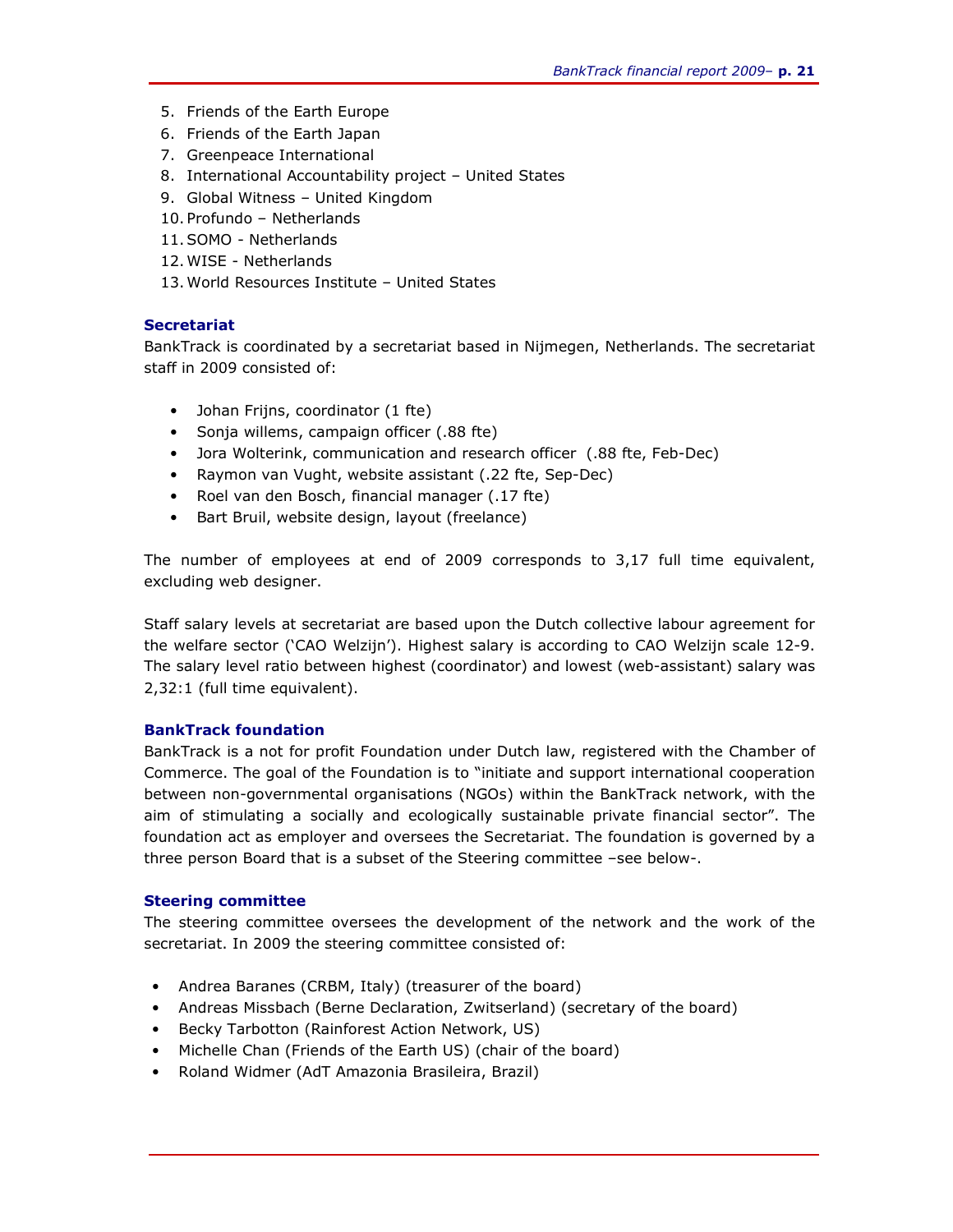5. Friends of the Earth Europe
6. Friends of the Earth Japan
7. Greenpeace International
8. International Accountability project – United States
9. Global Witness – United Kingdom
10. Profundo – Netherlands
11. SOMO - Netherlands
12. WISE - Netherlands
13. World Resources Institute – United States

### Secretariat

BankTrack is coordinated by a secretariat based in Nijmegen, Netherlands. The secretariat staff in 2009 consisted of:

- Johan Frijns, coordinator (1 fte)
- Sonja willems, campaign officer (.88 fte)
- Jora Wolterink, communication and research officer (.88 fte, Feb-Dec)
- Raymon van Vught, website assistant (.22 fte, Sep-Dec)
- Roel van den Bosch, financial manager (.17 fte)
- Bart Bruil, website design, layout (freelance)

The number of employees at end of 2009 corresponds to 3,17 full time equivalent, excluding web designer.

Staff salary levels at secretariat are based upon the Dutch collective labour agreement for the welfare sector ('CAO Welzijn'). Highest salary is according to CAO Welzijn scale 12-9. The salary level ratio between highest (coordinator) and lowest (web-assistant) salary was 2,32:1 (full time equivalent).

### BankTrack foundation

BankTrack is a not for profit Foundation under Dutch law, registered with the Chamber of Commerce. The goal of the Foundation is to "initiate and support international cooperation between non-governmental organisations (NGOs) within the BankTrack network, with the aim of stimulating a socially and ecologically sustainable private financial sector". The foundation act as employer and oversees the Secretariat. The foundation is governed by a three person Board that is a subset of the Steering committee –see below-.

### Steering committee

The steering committee oversees the development of the network and the work of the secretariat. In 2009 the steering committee consisted of:

- Andrea Baranes (CRBM, Italy) (treasurer of the board)
- Andreas Missbach (Berne Declaration, Zwitserland) (secretary of the board)
- Becky Tarbotton (Rainforest Action Network, US)
- Michelle Chan (Friends of the Earth US) (chair of the board)
- Roland Widmer (AdT Amazonia Brasileira, Brazil)